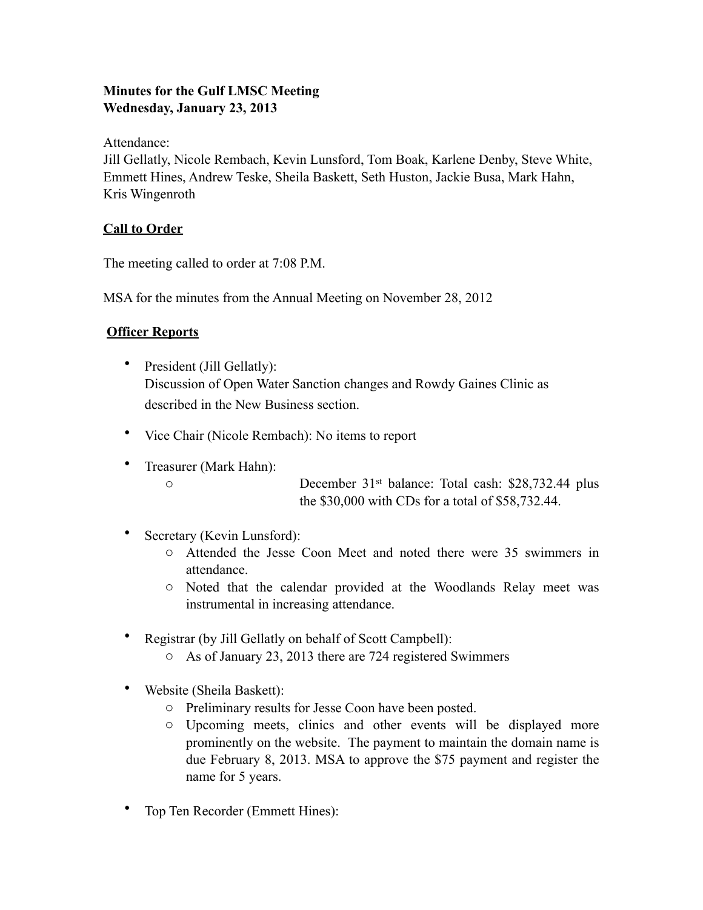**Minutes for the Gulf LMSC Meeting**
**Wednesday, January 23, 2013**

Attendance:
Jill Gellatly, Nicole Rembach, Kevin Lunsford, Tom Boak, Karlene Denby, Steve White, Emmett Hines, Andrew Teske, Sheila Baskett, Seth Huston, Jackie Busa, Mark Hahn, Kris Wingenroth

## Call to Order

The meeting called to order at 7:08 P.M.

MSA for the minutes from the Annual Meeting on November 28, 2012

## Officer Reports

- President (Jill Gellatly):
  Discussion of Open Water Sanction changes and Rowdy Gaines Clinic as described in the New Business section.
- Vice Chair (Nicole Rembach): No items to report
- Treasurer (Mark Hahn):
  - December 31st balance: Total cash: $28,732.44 plus the $30,000 with CDs for a total of $58,732.44.
- Secretary (Kevin Lunsford):
  - Attended the Jesse Coon Meet and noted there were 35 swimmers in attendance.
  - Noted that the calendar provided at the Woodlands Relay meet was instrumental in increasing attendance.
- Registrar (by Jill Gellatly on behalf of Scott Campbell):
  - As of January 23, 2013 there are 724 registered Swimmers
- Website (Sheila Baskett):
  - Preliminary results for Jesse Coon have been posted.
  - Upcoming meets, clinics and other events will be displayed more prominently on the website. The payment to maintain the domain name is due February 8, 2013. MSA to approve the $75 payment and register the name for 5 years.
- Top Ten Recorder (Emmett Hines):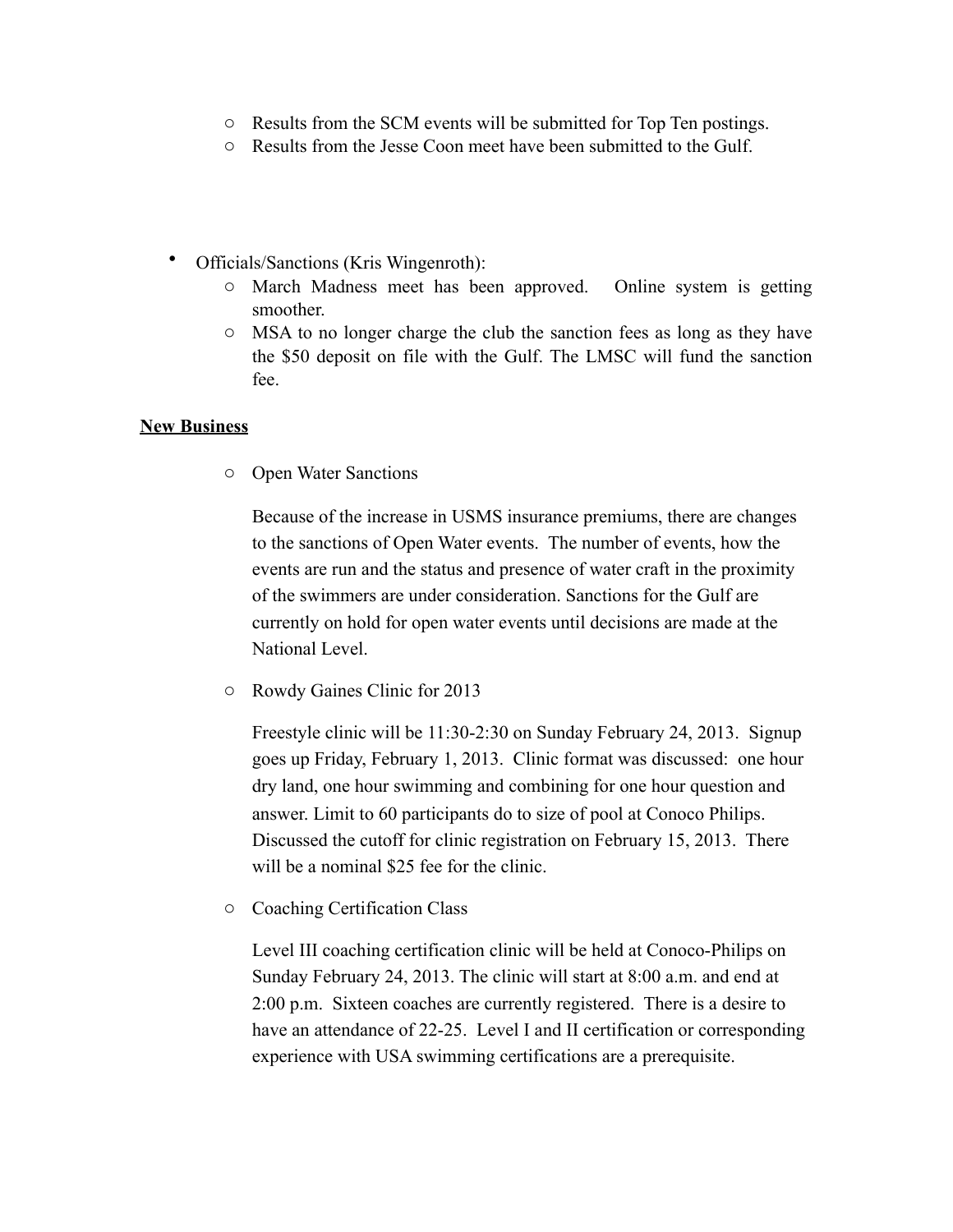- Results from the SCM events will be submitted for Top Ten postings.
  - Results from the Jesse Coon meet have been submitted to the Gulf.

- Officials/Sanctions (Kris Wingenroth):
  - March Madness meet has been approved. Online system is getting smoother.
  - MSA to no longer charge the club the sanction fees as long as they have the $50 deposit on file with the Gulf. The LMSC will fund the sanction fee.

**New Business**

- Open Water Sanctions

  Because of the increase in USMS insurance premiums, there are changes to the sanctions of Open Water events. The number of events, how the events are run and the status and presence of water craft in the proximity of the swimmers are under consideration. Sanctions for the Gulf are currently on hold for open water events until decisions are made at the National Level.

- Rowdy Gaines Clinic for 2013

  Freestyle clinic will be 11:30-2:30 on Sunday February 24, 2013. Signup goes up Friday, February 1, 2013. Clinic format was discussed: one hour dry land, one hour swimming and combining for one hour question and answer. Limit to 60 participants do to size of pool at Conoco Philips. Discussed the cutoff for clinic registration on February 15, 2013. There will be a nominal $25 fee for the clinic.

- Coaching Certification Class

  Level III coaching certification clinic will be held at Conoco-Philips on Sunday February 24, 2013. The clinic will start at 8:00 a.m. and end at 2:00 p.m. Sixteen coaches are currently registered. There is a desire to have an attendance of 22-25. Level I and II certification or corresponding experience with USA swimming certifications are a prerequisite.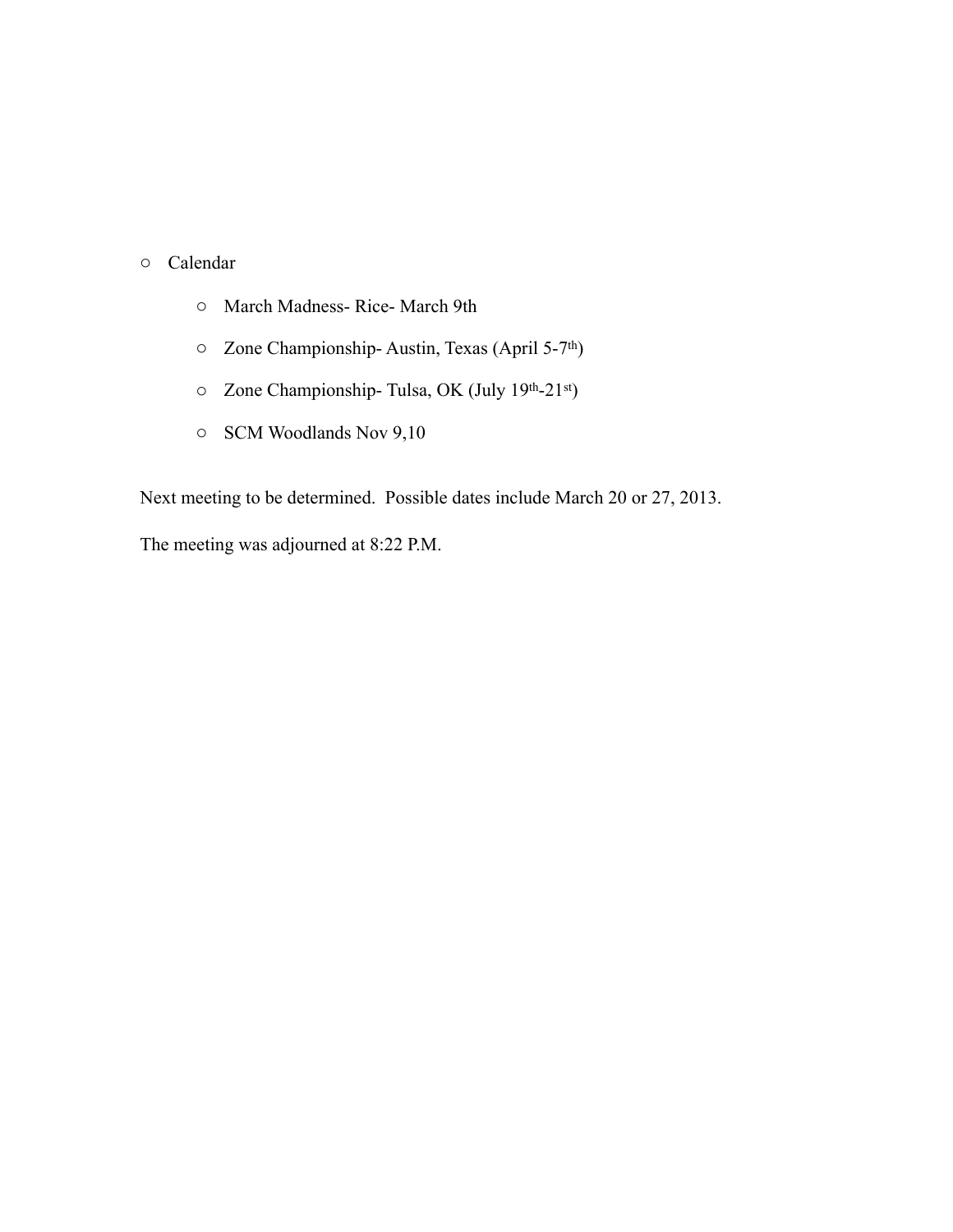- Calendar
  - March Madness- Rice- March 9th
  - Zone Championship- Austin, Texas (April 5-7th)
  - Zone Championship- Tulsa, OK (July 19th-21st)
  - SCM Woodlands Nov 9,10

Next meeting to be determined.  Possible dates include March 20 or 27, 2013.

The meeting was adjourned at 8:22 P.M.